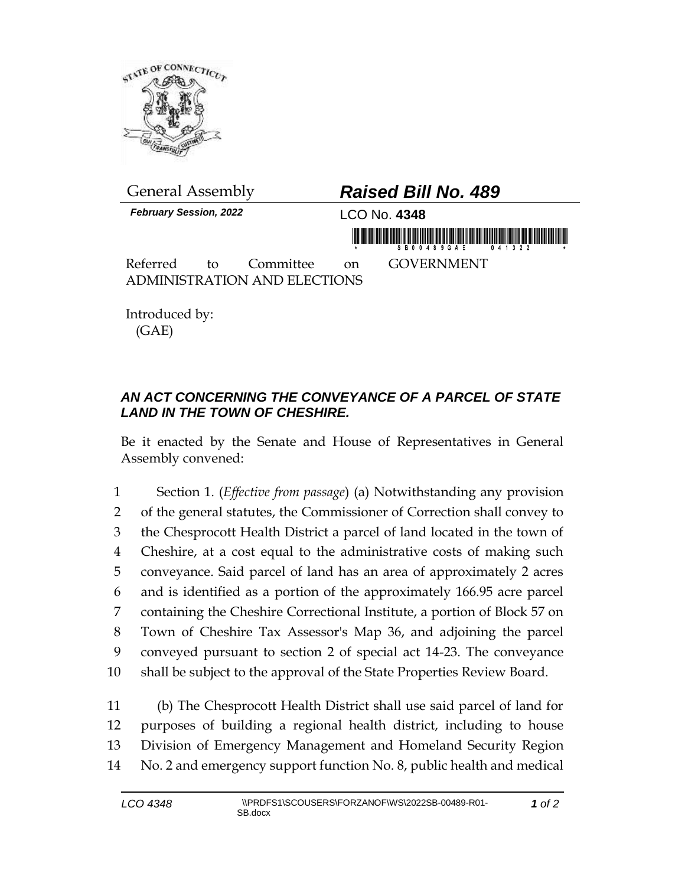General Assembly

# *Raised Bill No. 489*

***February Session, 2022***

LCO No. **4348**

Referred to Committee on GOVERNMENT ADMINISTRATION AND ELECTIONS

Introduced by:
(GAE)

## ***AN ACT CONCERNING THE CONVEYANCE OF A PARCEL OF STATE LAND IN THE TOWN OF CHESHIRE.***

Be it enacted by the Senate and House of Representatives in General Assembly convened:

1 Section 1. (*Effective from passage*) (a) Notwithstanding any provision
2 of the general statutes, the Commissioner of Correction shall convey to
3 the Chesprocott Health District a parcel of land located in the town of
4 Cheshire, at a cost equal to the administrative costs of making such
5 conveyance. Said parcel of land has an area of approximately 2 acres
6 and is identified as a portion of the approximately 166.95 acre parcel
7 containing the Cheshire Correctional Institute, a portion of Block 57 on
8 Town of Cheshire Tax Assessor's Map 36, and adjoining the parcel
9 conveyed pursuant to section 2 of special act 14-23. The conveyance
10 shall be subject to the approval of the State Properties Review Board.

11 (b) The Chesprocott Health District shall use said parcel of land for
12 purposes of building a regional health district, including to house
13 Division of Emergency Management and Homeland Security Region
14 No. 2 and emergency support function No. 8, public health and medical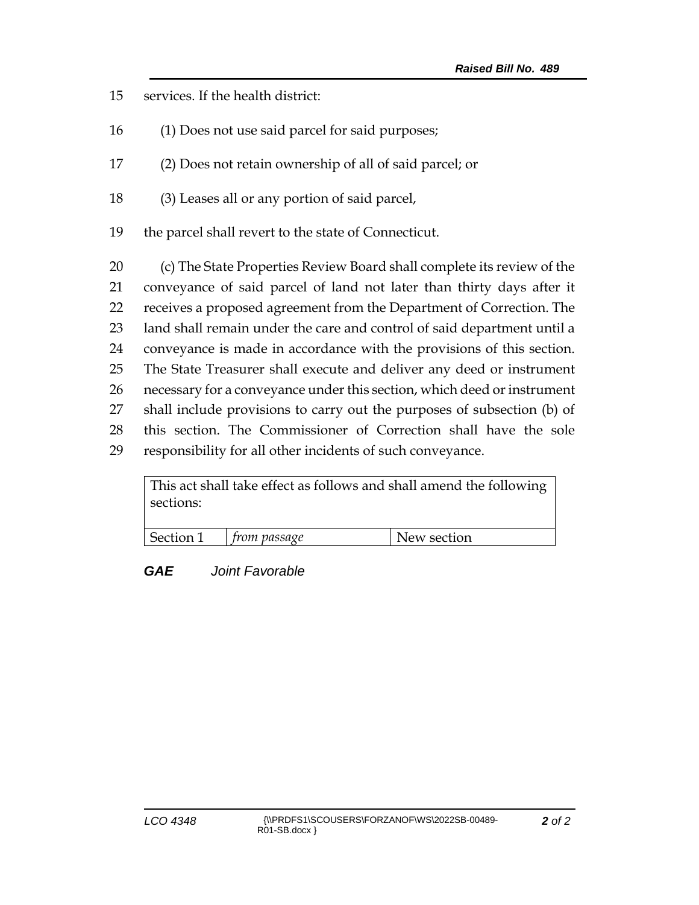services. If the health district:

(1) Does not use said parcel for said purposes;

(2) Does not retain ownership of all of said parcel; or

(3) Leases all or any portion of said parcel,

the parcel shall revert to the state of Connecticut.

(c) The State Properties Review Board shall complete its review of the conveyance of said parcel of land not later than thirty days after it receives a proposed agreement from the Department of Correction. The land shall remain under the care and control of said department until a conveyance is made in accordance with the provisions of this section. The State Treasurer shall execute and deliver any deed or instrument necessary for a conveyance under this section, which deed or instrument shall include provisions to carry out the purposes of subsection (b) of this section. The Commissioner of Correction shall have the sole responsibility for all other incidents of such conveyance.

| This act shall take effect as follows and shall amend the following sections: | | |
|---|---|---|
| Section 1 | *from passage* | New section |

***GAE*** *Joint Favorable*